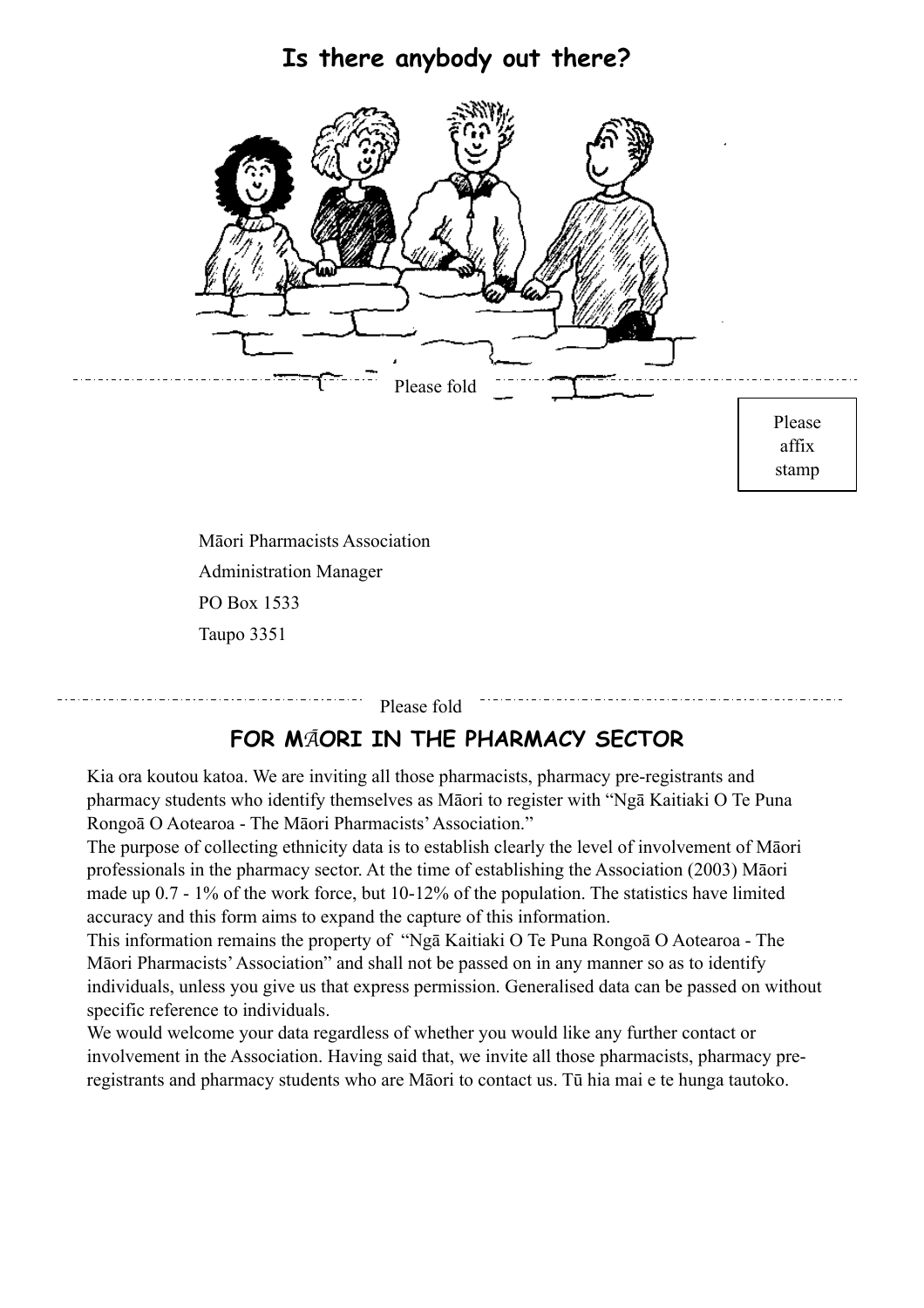# Is there anybody out there?

Please fold

Please affix stamp

Māori Pharmacists Association

Administration Manager

PO Box 1533

Taupo 3351

Please fold

## FOR MĀORI IN THE PHARMACY SECTOR

Kia ora koutou katoa. We are inviting all those pharmacists, pharmacy pre-registrants and pharmacy students who identify themselves as Māori to register with "Ngā Kaitiaki O Te Puna Rongoā O Aotearoa - The Māori Pharmacists' Association."

The purpose of collecting ethnicity data is to establish clearly the level of involvement of Māori professionals in the pharmacy sector. At the time of establishing the Association (2003) Māori made up 0.7 - 1% of the work force, but 10-12% of the population. The statistics have limited accuracy and this form aims to expand the capture of this information.

This information remains the property of "Ngā Kaitiaki O Te Puna Rongoā O Aotearoa - The Māori Pharmacists' Association" and shall not be passed on in any manner so as to identify individuals, unless you give us that express permission. Generalised data can be passed on without specific reference to individuals.

We would welcome your data regardless of whether you would like any further contact or involvement in the Association. Having said that, we invite all those pharmacists, pharmacy pre-registrants and pharmacy students who are Māori to contact us. Tū hia mai e te hunga tautoko.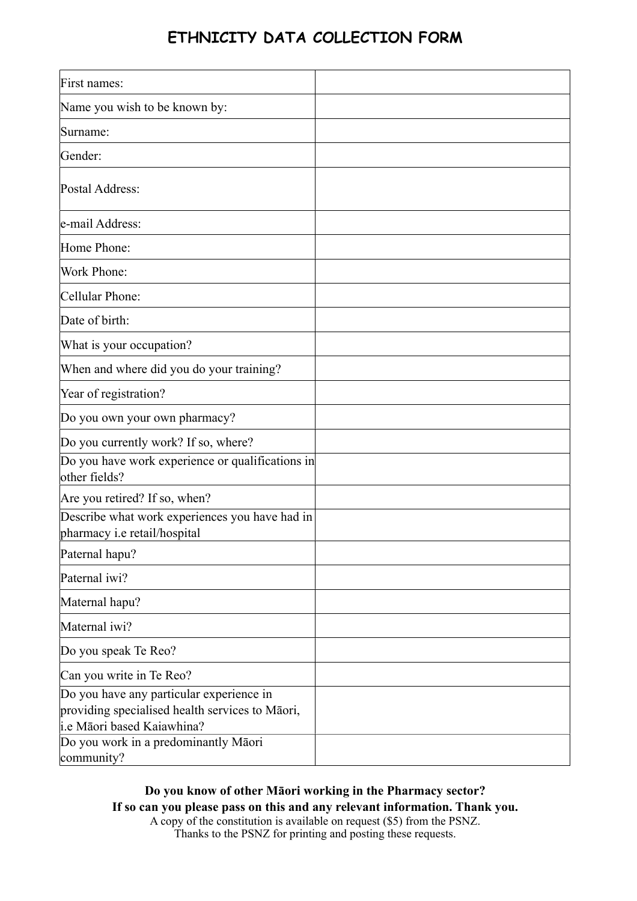# ETHNICITY DATA COLLECTION FORM

| | |
|---|---|
| First names: | |
| Name you wish to be known by: | |
| Surname: | |
| Gender: | |
| Postal Address: | |
| e-mail Address: | |
| Home Phone: | |
| Work Phone: | |
| Cellular Phone: | |
| Date of birth: | |
| What is your occupation? | |
| When and where did you do your training? | |
| Year of registration? | |
| Do you own your own pharmacy? | |
| Do you currently work? If so, where? | |
| Do you have work experience or qualifications in other fields? | |
| Are you retired? If so, when? | |
| Describe what work experiences you have had in pharmacy i.e retail/hospital | |
| Paternal hapu? | |
| Paternal iwi? | |
| Maternal hapu? | |
| Maternal iwi? | |
| Do you speak Te Reo? | |
| Can you write in Te Reo? | |
| Do you have any particular experience in providing specialised health services to Māori, i.e Māori based Kaiawhina? | |
| Do you work in a predominantly Māori community? | |

**Do you know of other Māori working in the Pharmacy sector?**
**If so can you please pass on this and any relevant information. Thank you.**

A copy of the constitution is available on request ($5) from the PSNZ.
Thanks to the PSNZ for printing and posting these requests.